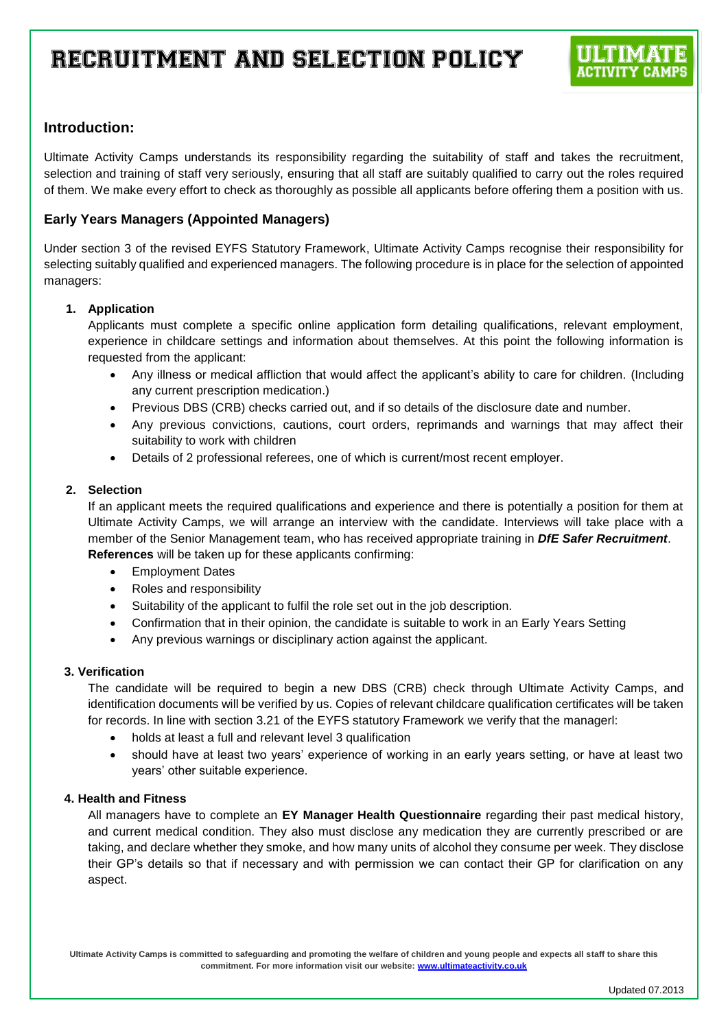# RECRUITMENT AND SELECTION POLICY

ULTIMATE ACTIVITY CAMPS

## Introduction:

Ultimate Activity Camps understands its responsibility regarding the suitability of staff and takes the recruitment, selection and training of staff very seriously, ensuring that all staff are suitably qualified to carry out the roles required of them. We make every effort to check as thoroughly as possible all applicants before offering them a position with us.

### Early Years Managers (Appointed Managers)

Under section 3 of the revised EYFS Statutory Framework, Ultimate Activity Camps recognise their responsibility for selecting suitably qualified and experienced managers. The following procedure is in place for the selection of appointed managers:

1. **Application**
   Applicants must complete a specific online application form detailing qualifications, relevant employment, experience in childcare settings and information about themselves. At this point the following information is requested from the applicant:
   - Any illness or medical affliction that would affect the applicant's ability to care for children. (Including any current prescription medication.)
   - Previous DBS (CRB) checks carried out, and if so details of the disclosure date and number.
   - Any previous convictions, cautions, court orders, reprimands and warnings that may affect their suitability to work with children
   - Details of 2 professional referees, one of which is current/most recent employer.

2. **Selection**
   If an applicant meets the required qualifications and experience and there is potentially a position for them at Ultimate Activity Camps, we will arrange an interview with the candidate. Interviews will take place with a member of the Senior Management team, who has received appropriate training in ***DfE Safer Recruitment***.
   **References** will be taken up for these applicants confirming:
   - Employment Dates
   - Roles and responsibility
   - Suitability of the applicant to fulfil the role set out in the job description.
   - Confirmation that in their opinion, the candidate is suitable to work in an Early Years Setting
   - Any previous warnings or disciplinary action against the applicant.

3. **Verification**
   The candidate will be required to begin a new DBS (CRB) check through Ultimate Activity Camps, and identification documents will be verified by us. Copies of relevant childcare qualification certificates will be taken for records. In line with section 3.21 of the EYFS statutory Framework we verify that the managerl:
   - holds at least a full and relevant level 3 qualification
   - should have at least two years' experience of working in an early years setting, or have at least two years' other suitable experience.

4. **Health and Fitness**
   All managers have to complete an **EY Manager Health Questionnaire** regarding their past medical history, and current medical condition. They also must disclose any medication they are currently prescribed or are taking, and declare whether they smoke, and how many units of alcohol they consume per week. They disclose their GP's details so that if necessary and with permission we can contact their GP for clarification on any aspect.

**Ultimate Activity Camps is committed to safeguarding and promoting the welfare of children and young people and expects all staff to share this commitment. For more information visit our website: www.ultimateactivity.co.uk**

Updated 07.2013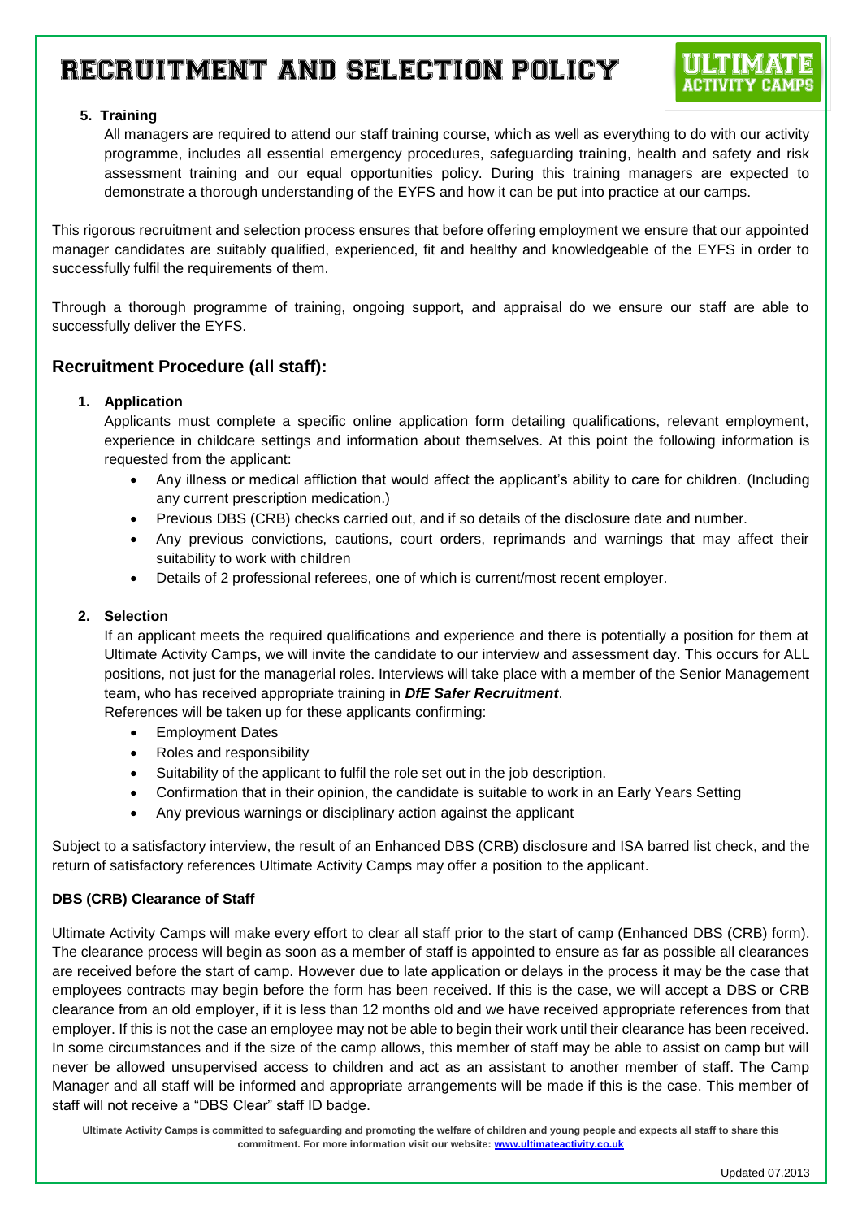5. **Training**

   All managers are required to attend our staff training course, which as well as everything to do with our activity programme, includes all essential emergency procedures, safeguarding training, health and safety and risk assessment training and our equal opportunities policy. During this training managers are expected to demonstrate a thorough understanding of the EYFS and how it can be put into practice at our camps.

This rigorous recruitment and selection process ensures that before offering employment we ensure that our appointed manager candidates are suitably qualified, experienced, fit and healthy and knowledgeable of the EYFS in order to successfully fulfil the requirements of them.

Through a thorough programme of training, ongoing support, and appraisal do we ensure our staff are able to successfully deliver the EYFS.

## Recruitment Procedure (all staff):

1. **Application**

   Applicants must complete a specific online application form detailing qualifications, relevant employment, experience in childcare settings and information about themselves. At this point the following information is requested from the applicant:

   - Any illness or medical affliction that would affect the applicant's ability to care for children. (Including any current prescription medication.)
   - Previous DBS (CRB) checks carried out, and if so details of the disclosure date and number.
   - Any previous convictions, cautions, court orders, reprimands and warnings that may affect their suitability to work with children
   - Details of 2 professional referees, one of which is current/most recent employer.

2. **Selection**

   If an applicant meets the required qualifications and experience and there is potentially a position for them at Ultimate Activity Camps, we will invite the candidate to our interview and assessment day. This occurs for ALL positions, not just for the managerial roles. Interviews will take place with a member of the Senior Management team, who has received appropriate training in ***DfE Safer Recruitment***.

   References will be taken up for these applicants confirming:

   - Employment Dates
   - Roles and responsibility
   - Suitability of the applicant to fulfil the role set out in the job description.
   - Confirmation that in their opinion, the candidate is suitable to work in an Early Years Setting
   - Any previous warnings or disciplinary action against the applicant

Subject to a satisfactory interview, the result of an Enhanced DBS (CRB) disclosure and ISA barred list check, and the return of satisfactory references Ultimate Activity Camps may offer a position to the applicant.

**DBS (CRB) Clearance of Staff**

Ultimate Activity Camps will make every effort to clear all staff prior to the start of camp (Enhanced DBS (CRB) form). The clearance process will begin as soon as a member of staff is appointed to ensure as far as possible all clearances are received before the start of camp. However due to late application or delays in the process it may be the case that employees contracts may begin before the form has been received. If this is the case, we will accept a DBS or CRB clearance from an old employer, if it is less than 12 months old and we have received appropriate references from that employer. If this is not the case an employee may not be able to begin their work until their clearance has been received. In some circumstances and if the size of the camp allows, this member of staff may be able to assist on camp but will never be allowed unsupervised access to children and act as an assistant to another member of staff. The Camp Manager and all staff will be informed and appropriate arrangements will be made if this is the case. This member of staff will not receive a "DBS Clear" staff ID badge.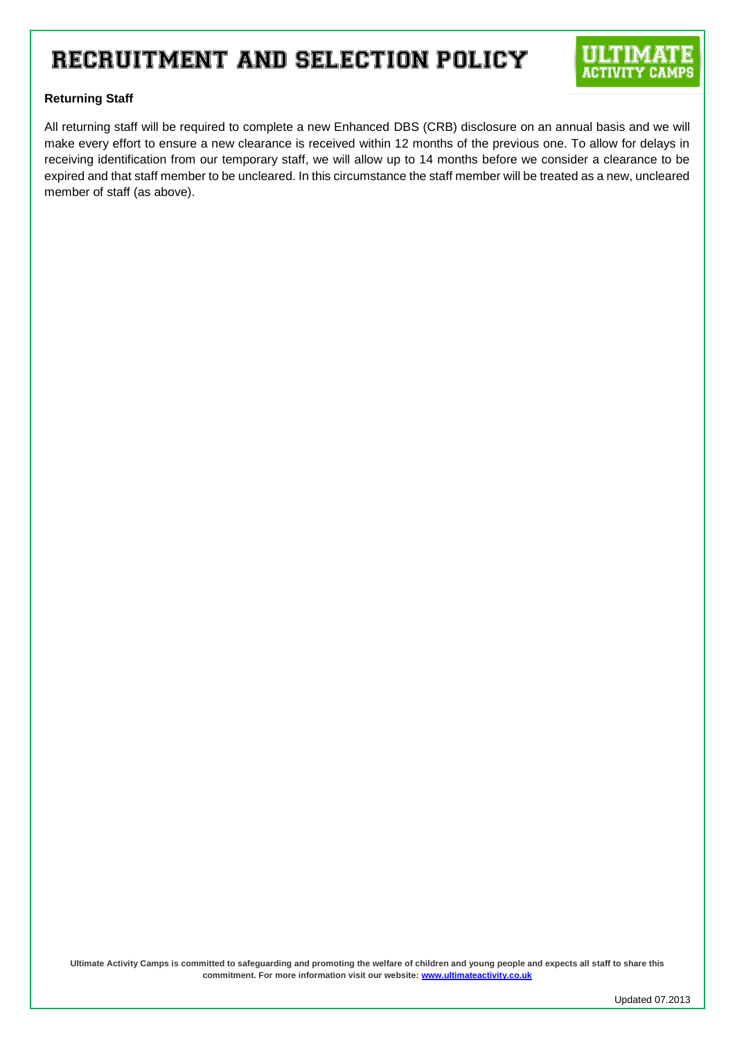**Returning Staff**

All returning staff will be required to complete a new Enhanced DBS (CRB) disclosure on an annual basis and we will make every effort to ensure a new clearance is received within 12 months of the previous one. To allow for delays in receiving identification from our temporary staff, we will allow up to 14 months before we consider a clearance to be expired and that staff member to be uncleared. In this circumstance the staff member will be treated as a new, uncleared member of staff (as above).